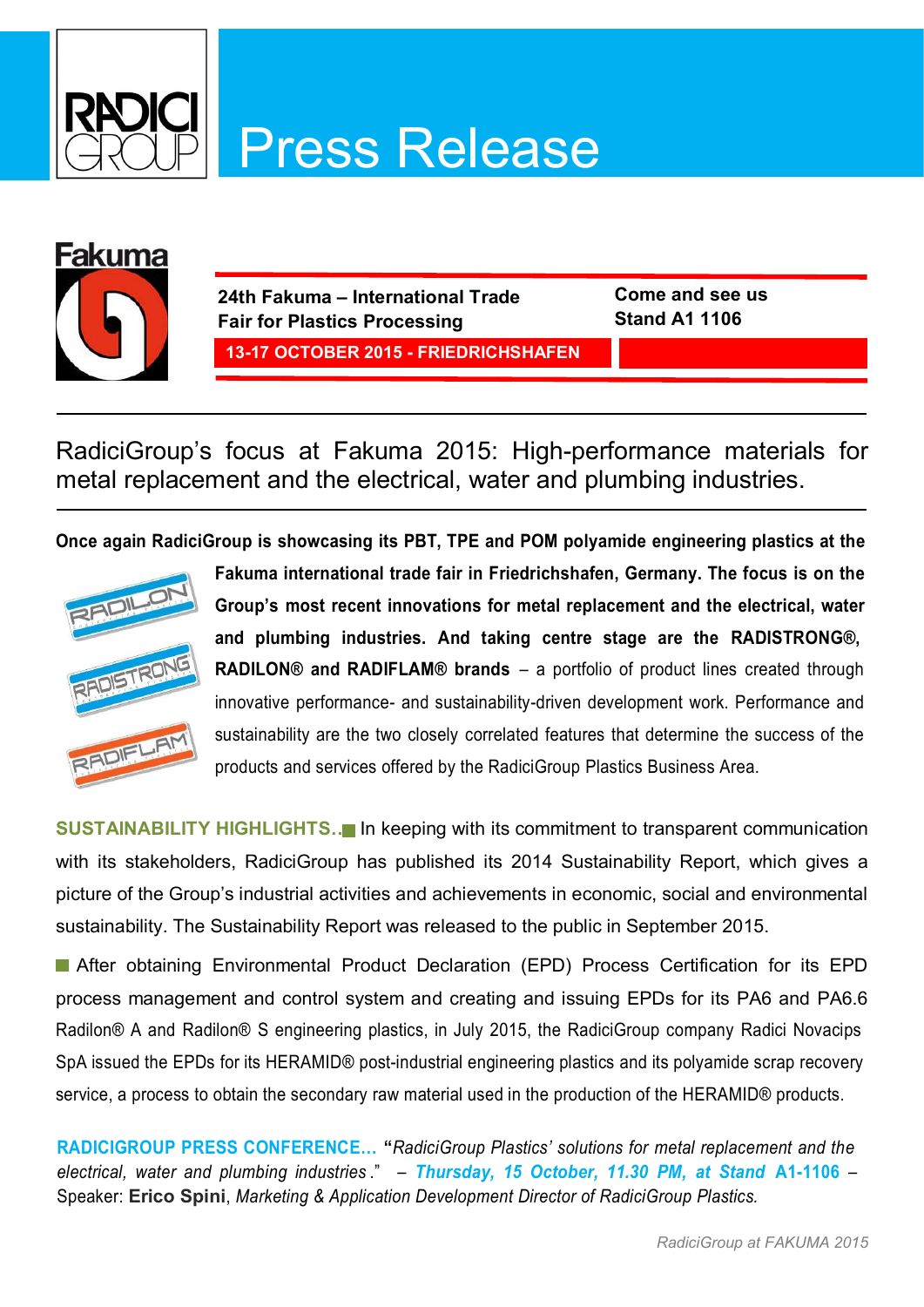# Press Release

**24th Fakuma – International Trade Fair for Plastics Processing**

**13-17 OCTOBER 2015 - FRIEDRICHSHAFEN**

**Come and see us**
**Stand A1 1106**

## RadiciGroup's focus at Fakuma 2015: High-performance materials for metal replacement and the electrical, water and plumbing industries.

**Once again RadiciGroup is showcasing its PBT, TPE and POM polyamide engineering plastics at the Fakuma international trade fair in Friedrichshafen, Germany. The focus is on the Group's most recent innovations for metal replacement and the electrical, water and plumbing industries. And taking centre stage are the RADISTRONG®, RADILON® and RADIFLAM® brands** – a portfolio of product lines created through innovative performance- and sustainability-driven development work. Performance and sustainability are the two closely correlated features that determine the success of the products and services offered by the RadiciGroup Plastics Business Area.

**SUSTAINABILITY HIGHLIGHTS..** In keeping with its commitment to transparent communication with its stakeholders, RadiciGroup has published its 2014 Sustainability Report, which gives a picture of the Group's industrial activities and achievements in economic, social and environmental sustainability. The Sustainability Report was released to the public in September 2015.

After obtaining Environmental Product Declaration (EPD) Process Certification for its EPD process management and control system and creating and issuing EPDs for its PA6 and PA6.6 Radilon® A and Radilon® S engineering plastics, in July 2015, the RadiciGroup company Radici Novacips SpA issued the EPDs for its HERAMID® post-industrial engineering plastics and its polyamide scrap recovery service, a process to obtain the secondary raw material used in the production of the HERAMID® products.

**RADICIGROUP PRESS CONFERENCE…** "*RadiciGroup Plastics' solutions for metal replacement and the electrical, water and plumbing industries*." – ***Thursday, 15 October, 11.30 PM, at Stand A1-1106*** – Speaker: **Erico Spini**, *Marketing & Application Development Director of RadiciGroup Plastics.*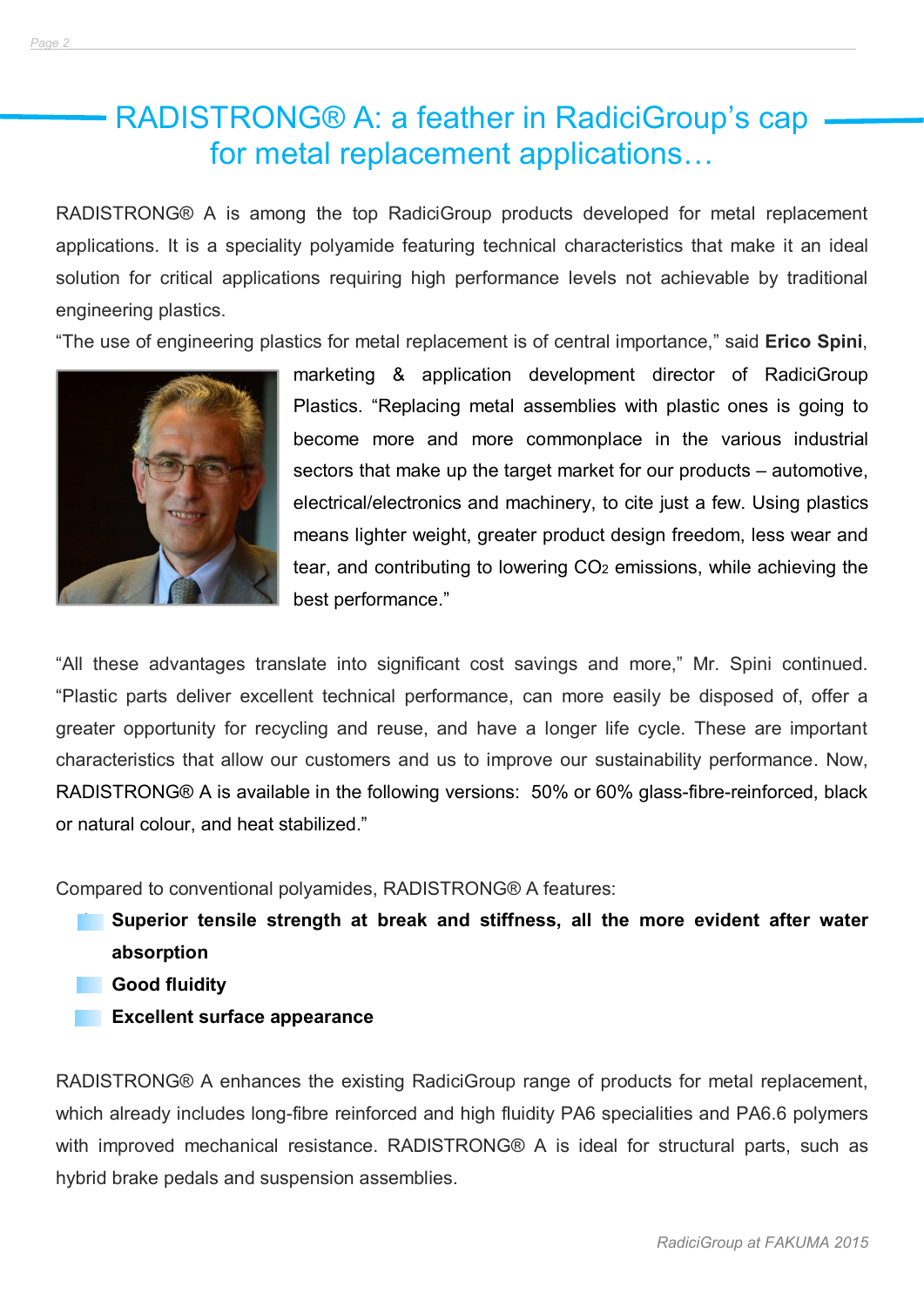# RADISTRONG® A: a feather in RadiciGroup's cap for metal replacement applications…

RADISTRONG® A is among the top RadiciGroup products developed for metal replacement applications. It is a speciality polyamide featuring technical characteristics that make it an ideal solution for critical applications requiring high performance levels not achievable by traditional engineering plastics.

"The use of engineering plastics for metal replacement is of central importance," said **Erico Spini**, marketing & application development director of RadiciGroup Plastics. "Replacing metal assemblies with plastic ones is going to become more and more commonplace in the various industrial sectors that make up the target market for our products – automotive, electrical/electronics and machinery, to cite just a few. Using plastics means lighter weight, greater product design freedom, less wear and tear, and contributing to lowering $CO_2$ emissions, while achieving the best performance."

"All these advantages translate into significant cost savings and more," Mr. Spini continued. "Plastic parts deliver excellent technical performance, can more easily be disposed of, offer a greater opportunity for recycling and reuse, and have a longer life cycle. These are important characteristics that allow our customers and us to improve our sustainability performance. Now, RADISTRONG® A is available in the following versions: 50% or 60% glass-fibre-reinforced, black or natural colour, and heat stabilized."

Compared to conventional polyamides, RADISTRONG® A features:

- **Superior tensile strength at break and stiffness, all the more evident after water absorption**
- **Good fluidity**
- **Excellent surface appearance**

RADISTRONG® A enhances the existing RadiciGroup range of products for metal replacement, which already includes long-fibre reinforced and high fluidity PA6 specialities and PA6.6 polymers with improved mechanical resistance. RADISTRONG® A is ideal for structural parts, such as hybrid brake pedals and suspension assemblies.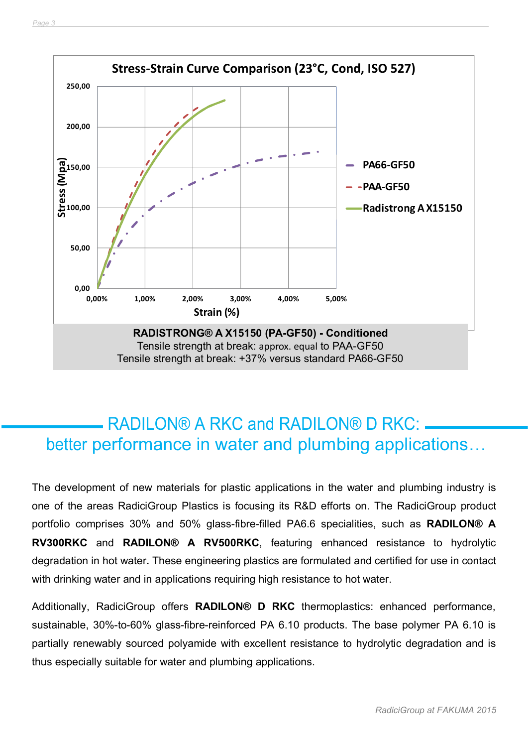**Stress-Strain Curve Comparison (23°C, Cond, ISO 527)**

Stress (Mpa): 0,00 – 50,00 – 100,00 – 150,00 – 200,00 – 250,00

Strain (%): 0,00% – 1,00% – 2,00% – 3,00% – 4,00% – 5,00%

Legend: PA66-GF50 · PAA-GF50 · Radistrong A X15150

**RADISTRONG® A X15150 (PA-GF50) - Conditioned**
Tensile strength at break: approx. equal to PAA-GF50
Tensile strength at break: +37% versus standard PA66-GF50

## RADILON® A RKC and RADILON® D RKC: better performance in water and plumbing applications…

The development of new materials for plastic applications in the water and plumbing industry is one of the areas RadiciGroup Plastics is focusing its R&D efforts on. The RadiciGroup product portfolio comprises 30% and 50% glass-fibre-filled PA6.6 specialities, such as **RADILON® A RV300RKC** and **RADILON® A RV500RKC**, featuring enhanced resistance to hydrolytic degradation in hot water**.** These engineering plastics are formulated and certified for use in contact with drinking water and in applications requiring high resistance to hot water.

Additionally, RadiciGroup offers **RADILON® D RKC** thermoplastics: enhanced performance, sustainable, 30%-to-60% glass-fibre-reinforced PA 6.10 products. The base polymer PA 6.10 is partially renewably sourced polyamide with excellent resistance to hydrolytic degradation and is thus especially suitable for water and plumbing applications.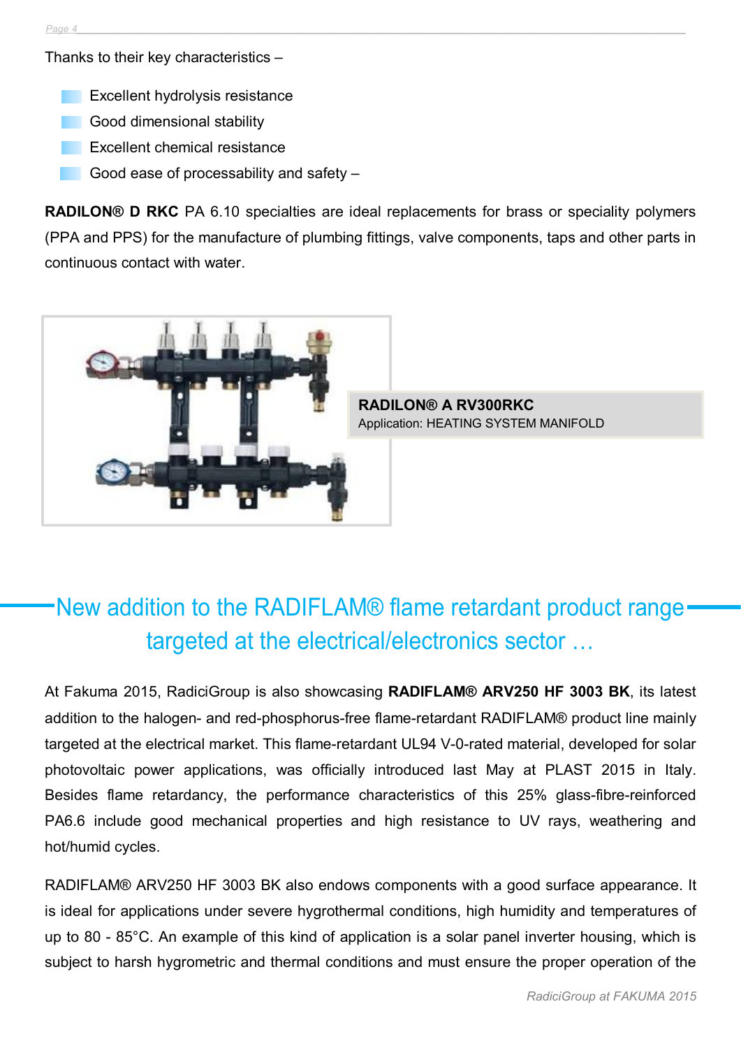Thanks to their key characteristics –

- Excellent hydrolysis resistance
- Good dimensional stability
- Excellent chemical resistance
- Good ease of processability and safety –

**RADILON® D RKC** PA 6.10 specialties are ideal replacements for brass or speciality polymers (PPA and PPS) for the manufacture of plumbing fittings, valve components, taps and other parts in continuous contact with water.

**RADILON® A RV300RKC**
Application: HEATING SYSTEM MANIFOLD

## New addition to the RADIFLAM® flame retardant product range targeted at the electrical/electronics sector …

At Fakuma 2015, RadiciGroup is also showcasing **RADIFLAM® ARV250 HF 3003 BK**, its latest addition to the halogen- and red-phosphorus-free flame-retardant RADIFLAM® product line mainly targeted at the electrical market. This flame-retardant UL94 V-0-rated material, developed for solar photovoltaic power applications, was officially introduced last May at PLAST 2015 in Italy. Besides flame retardancy, the performance characteristics of this 25% glass-fibre-reinforced PA6.6 include good mechanical properties and high resistance to UV rays, weathering and hot/humid cycles.

RADIFLAM® ARV250 HF 3003 BK also endows components with a good surface appearance. It is ideal for applications under severe hygrothermal conditions, high humidity and temperatures of up to 80 - 85°C. An example of this kind of application is a solar panel inverter housing, which is subject to harsh hygrometric and thermal conditions and must ensure the proper operation of the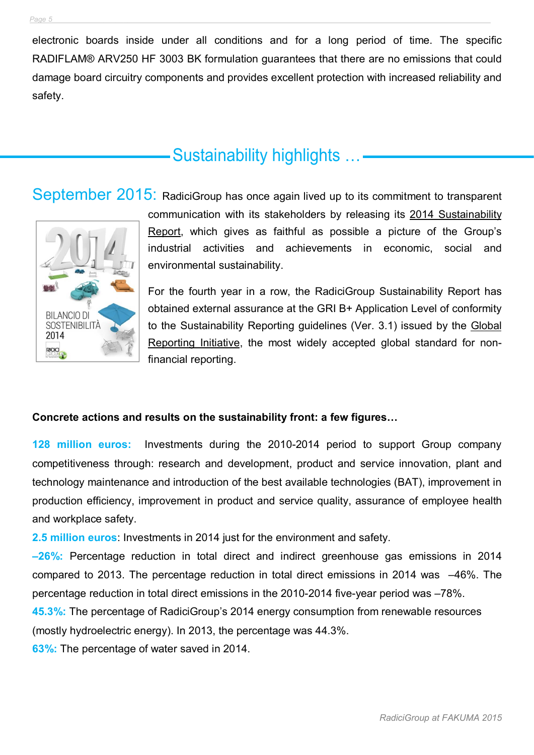electronic boards inside under all conditions and for a long period of time. The specific RADIFLAM® ARV250 HF 3003 BK formulation guarantees that there are no emissions that could damage board circuitry components and provides excellent protection with increased reliability and safety.

## Sustainability highlights …

**September 2015:** RadiciGroup has once again lived up to its commitment to transparent communication with its stakeholders by releasing its 2014 Sustainability Report, which gives as faithful as possible a picture of the Group's industrial activities and achievements in economic, social and environmental sustainability.

For the fourth year in a row, the RadiciGroup Sustainability Report has obtained external assurance at the GRI B+ Application Level of conformity to the Sustainability Reporting guidelines (Ver. 3.1) issued by the Global Reporting Initiative, the most widely accepted global standard for non-financial reporting.

**Concrete actions and results on the sustainability front: a few figures…**

**128 million euros:** Investments during the 2010-2014 period to support Group company competitiveness through: research and development, product and service innovation, plant and technology maintenance and introduction of the best available technologies (BAT), improvement in production efficiency, improvement in product and service quality, assurance of employee health and workplace safety.

**2.5 million euros**: Investments in 2014 just for the environment and safety.

**–26%:** Percentage reduction in total direct and indirect greenhouse gas emissions in 2014 compared to 2013. The percentage reduction in total direct emissions in 2014 was –46%. The percentage reduction in total direct emissions in the 2010-2014 five-year period was –78%.

**45.3%:** The percentage of RadiciGroup's 2014 energy consumption from renewable resources (mostly hydroelectric energy). In 2013, the percentage was 44.3%.

**63%:** The percentage of water saved in 2014.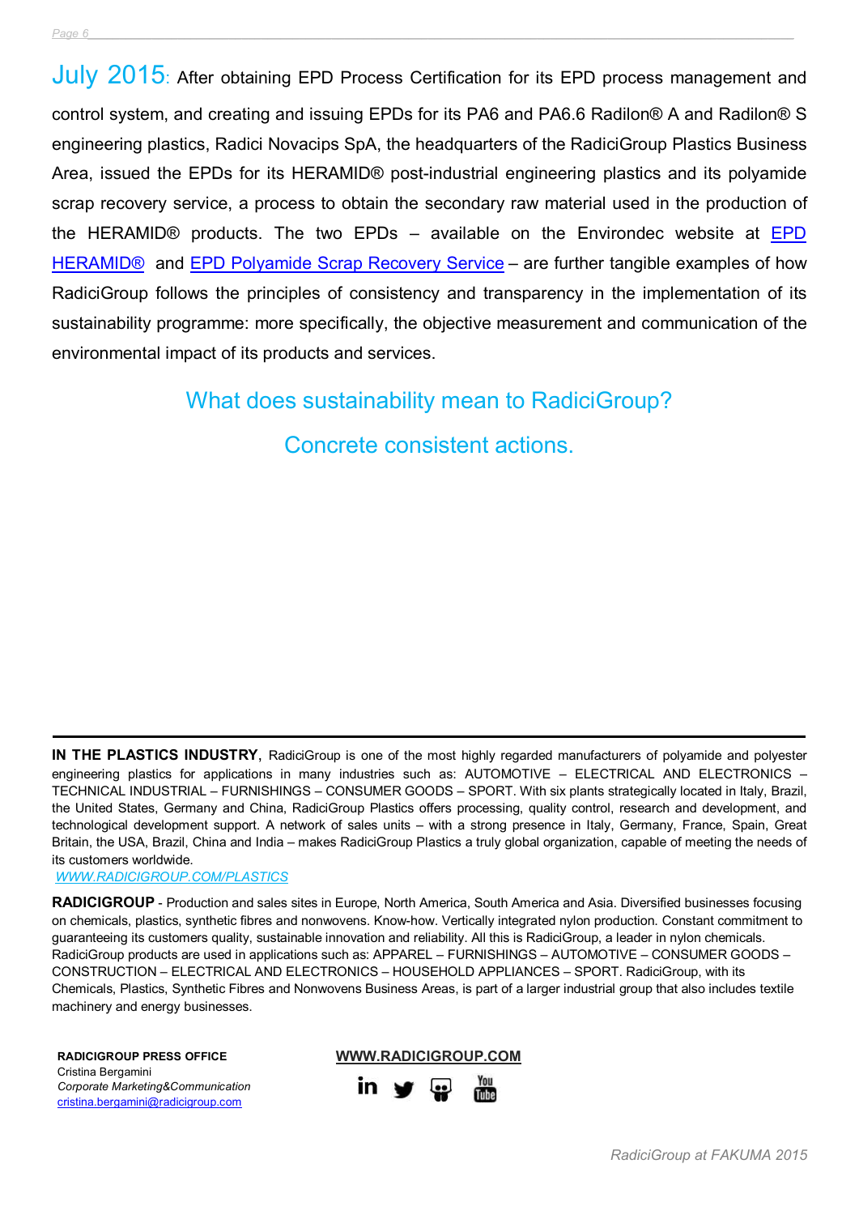July 2015: After obtaining EPD Process Certification for its EPD process management and control system, and creating and issuing EPDs for its PA6 and PA6.6 Radilon® A and Radilon® S engineering plastics, Radici Novacips SpA, the headquarters of the RadiciGroup Plastics Business Area, issued the EPDs for its HERAMID® post-industrial engineering plastics and its polyamide scrap recovery service, a process to obtain the secondary raw material used in the production of the HERAMID® products. The two EPDs – available on the Environdec website at EPD HERAMID® and EPD Polyamide Scrap Recovery Service – are further tangible examples of how RadiciGroup follows the principles of consistency and transparency in the implementation of its sustainability programme: more specifically, the objective measurement and communication of the environmental impact of its products and services.

## What does sustainability mean to RadiciGroup?

## Concrete consistent actions.

---

**IN THE PLASTICS INDUSTRY**, RadiciGroup is one of the most highly regarded manufacturers of polyamide and polyester engineering plastics for applications in many industries such as: AUTOMOTIVE – ELECTRICAL AND ELECTRONICS – TECHNICAL INDUSTRIAL – FURNISHINGS – CONSUMER GOODS – SPORT. With six plants strategically located in Italy, Brazil, the United States, Germany and China, RadiciGroup Plastics offers processing, quality control, research and development, and technological development support. A network of sales units – with a strong presence in Italy, Germany, France, Spain, Great Britain, the USA, Brazil, China and India – makes RadiciGroup Plastics a truly global organization, capable of meeting the needs of its customers worldwide.
*WWW.RADICIGROUP.COM/PLASTICS*

**RADICIGROUP** - Production and sales sites in Europe, North America, South America and Asia. Diversified businesses focusing on chemicals, plastics, synthetic fibres and nonwovens. Know-how. Vertically integrated nylon production. Constant commitment to guaranteeing its customers quality, sustainable innovation and reliability. All this is RadiciGroup, a leader in nylon chemicals. RadiciGroup products are used in applications such as: APPAREL – FURNISHINGS – AUTOMOTIVE – CONSUMER GOODS – CONSTRUCTION – ELECTRICAL AND ELECTRONICS – HOUSEHOLD APPLIANCES – SPORT. RadiciGroup, with its Chemicals, Plastics, Synthetic Fibres and Nonwovens Business Areas, is part of a larger industrial group that also includes textile machinery and energy businesses.

**RADICIGROUP PRESS OFFICE**
Cristina Bergamini
*Corporate Marketing&Communication*
cristina.bergamini@radicigroup.com

**WWW.RADICIGROUP.COM**